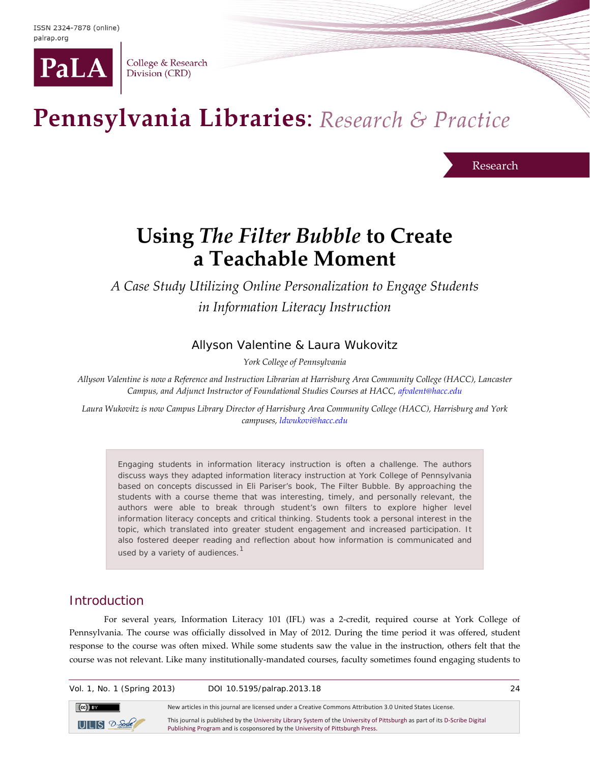Research

# Using *The Filter Bubble* to Create a Teachable Moment

## *A Case Study Utilizing Online Personalization to Engage Students in Information Literacy Instruction*

Allyson Valentine & Laura Wukovitz

*York College of Pennsylvania*

*Allyson Valentine is now a Reference and Instruction Librarian at Harrisburg Area Community College (HACC), Lancaster Campus, and Adjunct Instructor of Foundational Studies Courses at HACC, afvalent@hacc.edu*

*Laura Wukovitz is now Campus Library Director of Harrisburg Area Community College (HACC), Harrisburg and York campuses, ldwukovi@hacc.edu*

> Engaging students in information literacy instruction is often a challenge. The authors discuss ways they adapted information literacy instruction at York College of Pennsylvania based on concepts discussed in Eli Pariser's book, The Filter Bubble. By approaching the students with a course theme that was interesting, timely, and personally relevant, the authors were able to break through student's own filters to explore higher level information literacy concepts and critical thinking. Students took a personal interest in the topic, which translated into greater student engagement and increased participation. It also fostered deeper reading and reflection about how information is communicated and used by a variety of audiences.[1]

## Introduction

For several years, Information Literacy 101 (IFL) was a 2-credit, required course at York College of Pennsylvania. The course was officially dissolved in May of 2012. During the time period it was offered, student response to the course was often mixed. While some students saw the value in the instruction, others felt that the course was not relevant. Like many institutionally-mandated courses, faculty sometimes found engaging students to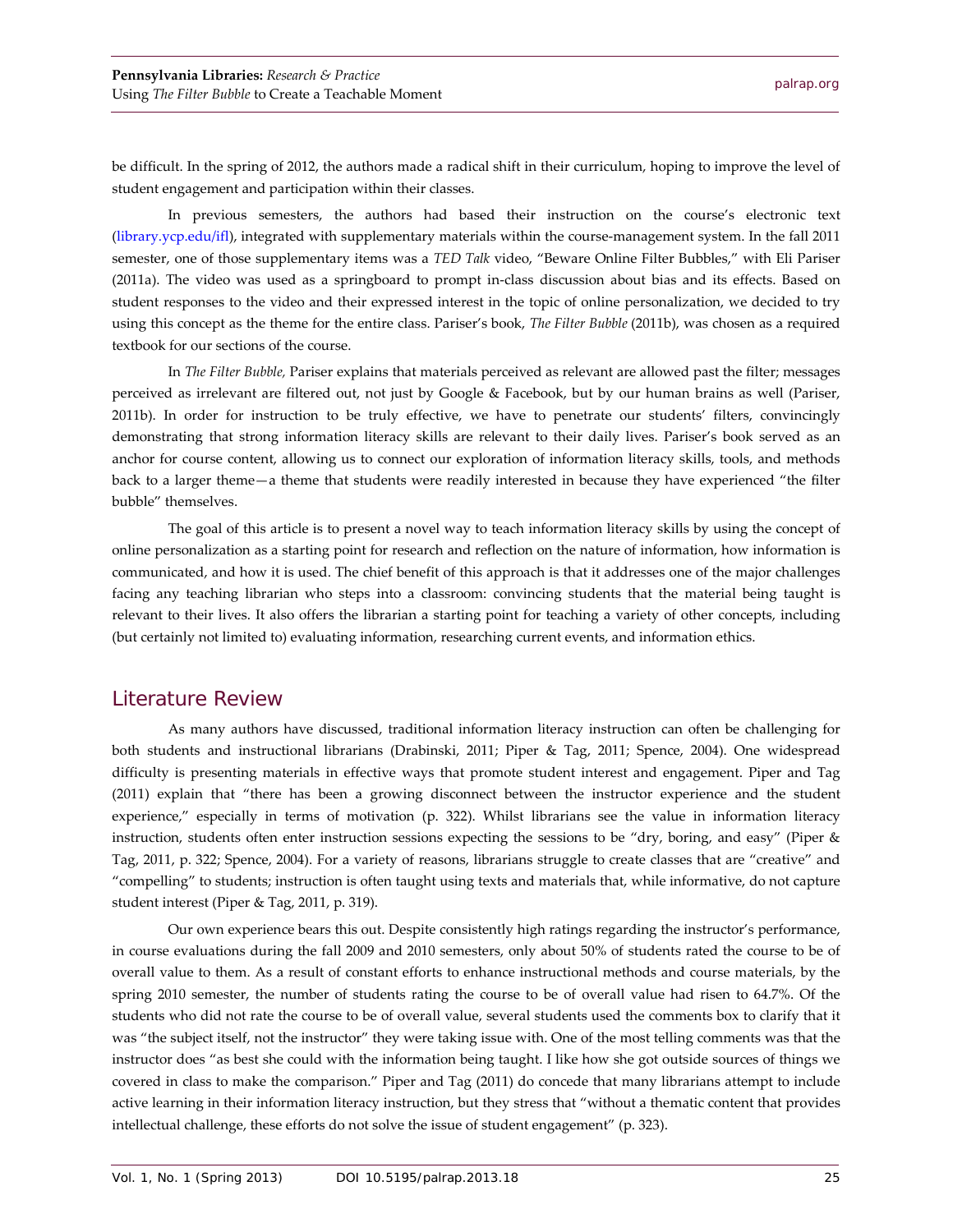be difficult. In the spring of 2012, the authors made a radical shift in their curriculum, hoping to improve the level of student engagement and participation within their classes.

In previous semesters, the authors had based their instruction on the course's electronic text (library.ycp.edu/ifl), integrated with supplementary materials within the course-management system. In the fall 2011 semester, one of those supplementary items was a *TED Talk* video, "Beware Online Filter Bubbles," with Eli Pariser (2011a). The video was used as a springboard to prompt in-class discussion about bias and its effects. Based on student responses to the video and their expressed interest in the topic of online personalization, we decided to try using this concept as the theme for the entire class. Pariser's book, *The Filter Bubble* (2011b), was chosen as a required textbook for our sections of the course.

In *The Filter Bubble,* Pariser explains that materials perceived as relevant are allowed past the filter; messages perceived as irrelevant are filtered out, not just by Google & Facebook, but by our human brains as well (Pariser, 2011b). In order for instruction to be truly effective, we have to penetrate our students' filters, convincingly demonstrating that strong information literacy skills are relevant to their daily lives. Pariser's book served as an anchor for course content, allowing us to connect our exploration of information literacy skills, tools, and methods back to a larger theme—a theme that students were readily interested in because they have experienced "the filter bubble" themselves.

The goal of this article is to present a novel way to teach information literacy skills by using the concept of online personalization as a starting point for research and reflection on the nature of information, how information is communicated, and how it is used. The chief benefit of this approach is that it addresses one of the major challenges facing any teaching librarian who steps into a classroom: convincing students that the material being taught is relevant to their lives. It also offers the librarian a starting point for teaching a variety of other concepts, including (but certainly not limited to) evaluating information, researching current events, and information ethics.

## Literature Review

As many authors have discussed, traditional information literacy instruction can often be challenging for both students and instructional librarians (Drabinski, 2011; Piper & Tag, 2011; Spence, 2004). One widespread difficulty is presenting materials in effective ways that promote student interest and engagement. Piper and Tag (2011) explain that "there has been a growing disconnect between the instructor experience and the student experience," especially in terms of motivation (p. 322). Whilst librarians see the value in information literacy instruction, students often enter instruction sessions expecting the sessions to be "dry, boring, and easy" (Piper & Tag, 2011, p. 322; Spence, 2004). For a variety of reasons, librarians struggle to create classes that are "creative" and "compelling" to students; instruction is often taught using texts and materials that, while informative, do not capture student interest (Piper & Tag, 2011, p. 319).

Our own experience bears this out. Despite consistently high ratings regarding the instructor's performance, in course evaluations during the fall 2009 and 2010 semesters, only about 50% of students rated the course to be of overall value to them. As a result of constant efforts to enhance instructional methods and course materials, by the spring 2010 semester, the number of students rating the course to be of overall value had risen to 64.7%. Of the students who did not rate the course to be of overall value, several students used the comments box to clarify that it was "the subject itself, not the instructor" they were taking issue with. One of the most telling comments was that the instructor does "as best she could with the information being taught. I like how she got outside sources of things we covered in class to make the comparison." Piper and Tag (2011) do concede that many librarians attempt to include active learning in their information literacy instruction, but they stress that "without a thematic content that provides intellectual challenge, these efforts do not solve the issue of student engagement" (p. 323).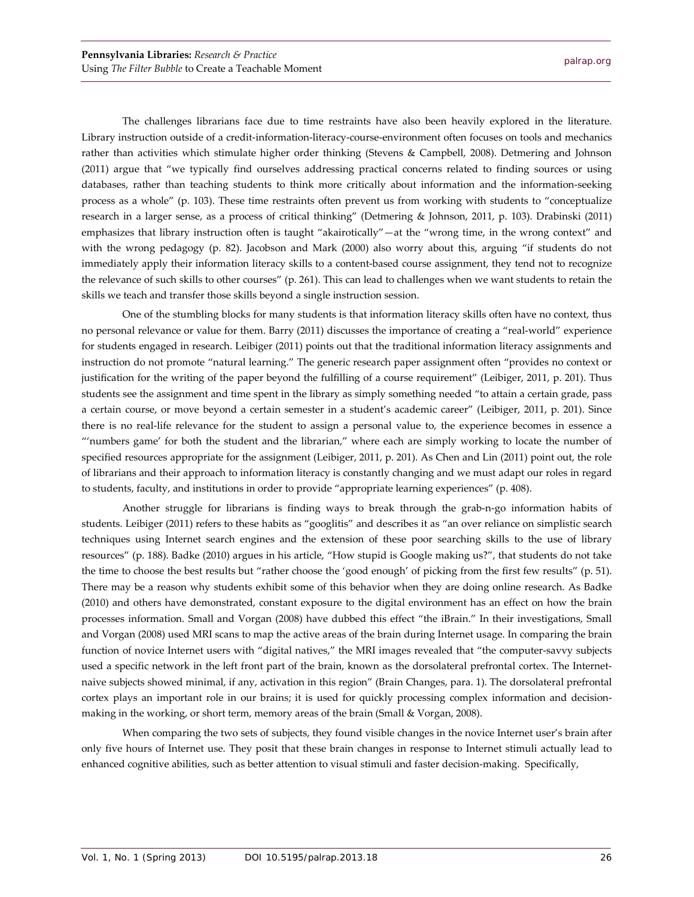The challenges librarians face due to time restraints have also been heavily explored in the literature. Library instruction outside of a credit-information-literacy-course-environment often focuses on tools and mechanics rather than activities which stimulate higher order thinking (Stevens & Campbell, 2008). Detmering and Johnson (2011) argue that "we typically find ourselves addressing practical concerns related to finding sources or using databases, rather than teaching students to think more critically about information and the information-seeking process as a whole" (p. 103). These time restraints often prevent us from working with students to "conceptualize research in a larger sense, as a process of critical thinking" (Detmering & Johnson, 2011, p. 103). Drabinski (2011) emphasizes that library instruction often is taught "akairotically"—at the "wrong time, in the wrong context" and with the wrong pedagogy (p. 82). Jacobson and Mark (2000) also worry about this, arguing "if students do not immediately apply their information literacy skills to a content-based course assignment, they tend not to recognize the relevance of such skills to other courses" (p. 261). This can lead to challenges when we want students to retain the skills we teach and transfer those skills beyond a single instruction session.

One of the stumbling blocks for many students is that information literacy skills often have no context, thus no personal relevance or value for them. Barry (2011) discusses the importance of creating a "real-world" experience for students engaged in research. Leibiger (2011) points out that the traditional information literacy assignments and instruction do not promote "natural learning." The generic research paper assignment often "provides no context or justification for the writing of the paper beyond the fulfilling of a course requirement" (Leibiger, 2011, p. 201). Thus students see the assignment and time spent in the library as simply something needed "to attain a certain grade, pass a certain course, or move beyond a certain semester in a student's academic career" (Leibiger, 2011, p. 201). Since there is no real-life relevance for the student to assign a personal value to, the experience becomes in essence a "'numbers game' for both the student and the librarian," where each are simply working to locate the number of specified resources appropriate for the assignment (Leibiger, 2011, p. 201). As Chen and Lin (2011) point out, the role of librarians and their approach to information literacy is constantly changing and we must adapt our roles in regard to students, faculty, and institutions in order to provide "appropriate learning experiences" (p. 408).

Another struggle for librarians is finding ways to break through the grab-n-go information habits of students. Leibiger (2011) refers to these habits as "googlitis" and describes it as "an over reliance on simplistic search techniques using Internet search engines and the extension of these poor searching skills to the use of library resources" (p. 188). Badke (2010) argues in his article, "How stupid is Google making us?", that students do not take the time to choose the best results but "rather choose the 'good enough' of picking from the first few results" (p. 51). There may be a reason why students exhibit some of this behavior when they are doing online research. As Badke (2010) and others have demonstrated, constant exposure to the digital environment has an effect on how the brain processes information. Small and Vorgan (2008) have dubbed this effect "the iBrain." In their investigations, Small and Vorgan (2008) used MRI scans to map the active areas of the brain during Internet usage. In comparing the brain function of novice Internet users with "digital natives," the MRI images revealed that "the computer-savvy subjects used a specific network in the left front part of the brain, known as the dorsolateral prefrontal cortex. The Internet-naive subjects showed minimal, if any, activation in this region" (Brain Changes, para. 1). The dorsolateral prefrontal cortex plays an important role in our brains; it is used for quickly processing complex information and decision-making in the working, or short term, memory areas of the brain (Small & Vorgan, 2008).

When comparing the two sets of subjects, they found visible changes in the novice Internet user's brain after only five hours of Internet use. They posit that these brain changes in response to Internet stimuli actually lead to enhanced cognitive abilities, such as better attention to visual stimuli and faster decision-making. Specifically,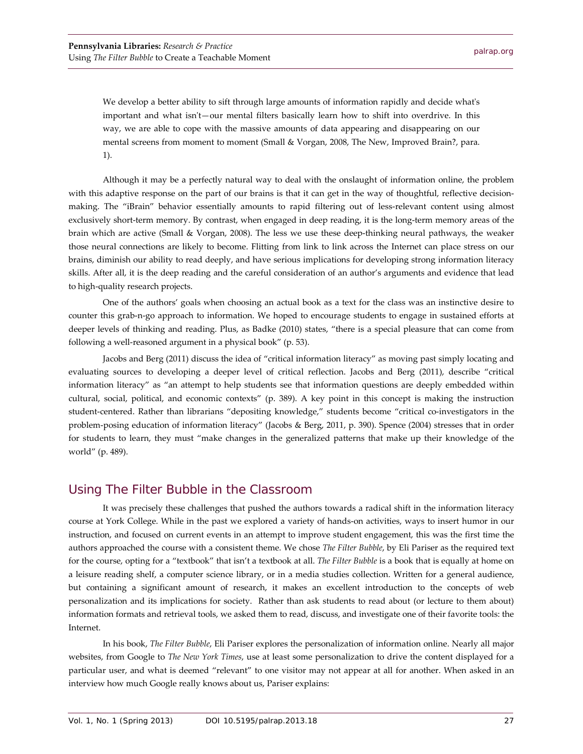> We develop a better ability to sift through large amounts of information rapidly and decide what's important and what isn't—our mental filters basically learn how to shift into overdrive. In this way, we are able to cope with the massive amounts of data appearing and disappearing on our mental screens from moment to moment (Small & Vorgan, 2008, The New, Improved Brain?, para. 1).

Although it may be a perfectly natural way to deal with the onslaught of information online, the problem with this adaptive response on the part of our brains is that it can get in the way of thoughtful, reflective decision-making. The "iBrain" behavior essentially amounts to rapid filtering out of less-relevant content using almost exclusively short-term memory. By contrast, when engaged in deep reading, it is the long-term memory areas of the brain which are active (Small & Vorgan, 2008). The less we use these deep-thinking neural pathways, the weaker those neural connections are likely to become. Flitting from link to link across the Internet can place stress on our brains, diminish our ability to read deeply, and have serious implications for developing strong information literacy skills. After all, it is the deep reading and the careful consideration of an author's arguments and evidence that lead to high-quality research projects.

One of the authors' goals when choosing an actual book as a text for the class was an instinctive desire to counter this grab-n-go approach to information. We hoped to encourage students to engage in sustained efforts at deeper levels of thinking and reading. Plus, as Badke (2010) states, "there is a special pleasure that can come from following a well-reasoned argument in a physical book" (p. 53).

Jacobs and Berg (2011) discuss the idea of "critical information literacy" as moving past simply locating and evaluating sources to developing a deeper level of critical reflection. Jacobs and Berg (2011), describe "critical information literacy" as "an attempt to help students see that information questions are deeply embedded within cultural, social, political, and economic contexts" (p. 389). A key point in this concept is making the instruction student-centered. Rather than librarians "depositing knowledge," students become "critical co-investigators in the problem-posing education of information literacy" (Jacobs & Berg, 2011, p. 390). Spence (2004) stresses that in order for students to learn, they must "make changes in the generalized patterns that make up their knowledge of the world" (p. 489).

## Using The Filter Bubble in the Classroom

It was precisely these challenges that pushed the authors towards a radical shift in the information literacy course at York College. While in the past we explored a variety of hands-on activities, ways to insert humor in our instruction, and focused on current events in an attempt to improve student engagement, this was the first time the authors approached the course with a consistent theme. We chose *The Filter Bubble*, by Eli Pariser as the required text for the course, opting for a "textbook" that isn't a textbook at all. *The Filter Bubble* is a book that is equally at home on a leisure reading shelf, a computer science library, or in a media studies collection. Written for a general audience, but containing a significant amount of research, it makes an excellent introduction to the concepts of web personalization and its implications for society. Rather than ask students to read about (or lecture to them about) information formats and retrieval tools, we asked them to read, discuss, and investigate one of their favorite tools: the Internet.

In his book, *The Filter Bubble*, Eli Pariser explores the personalization of information online. Nearly all major websites, from Google to *The New York Times*, use at least some personalization to drive the content displayed for a particular user, and what is deemed "relevant" to one visitor may not appear at all for another. When asked in an interview how much Google really knows about us, Pariser explains: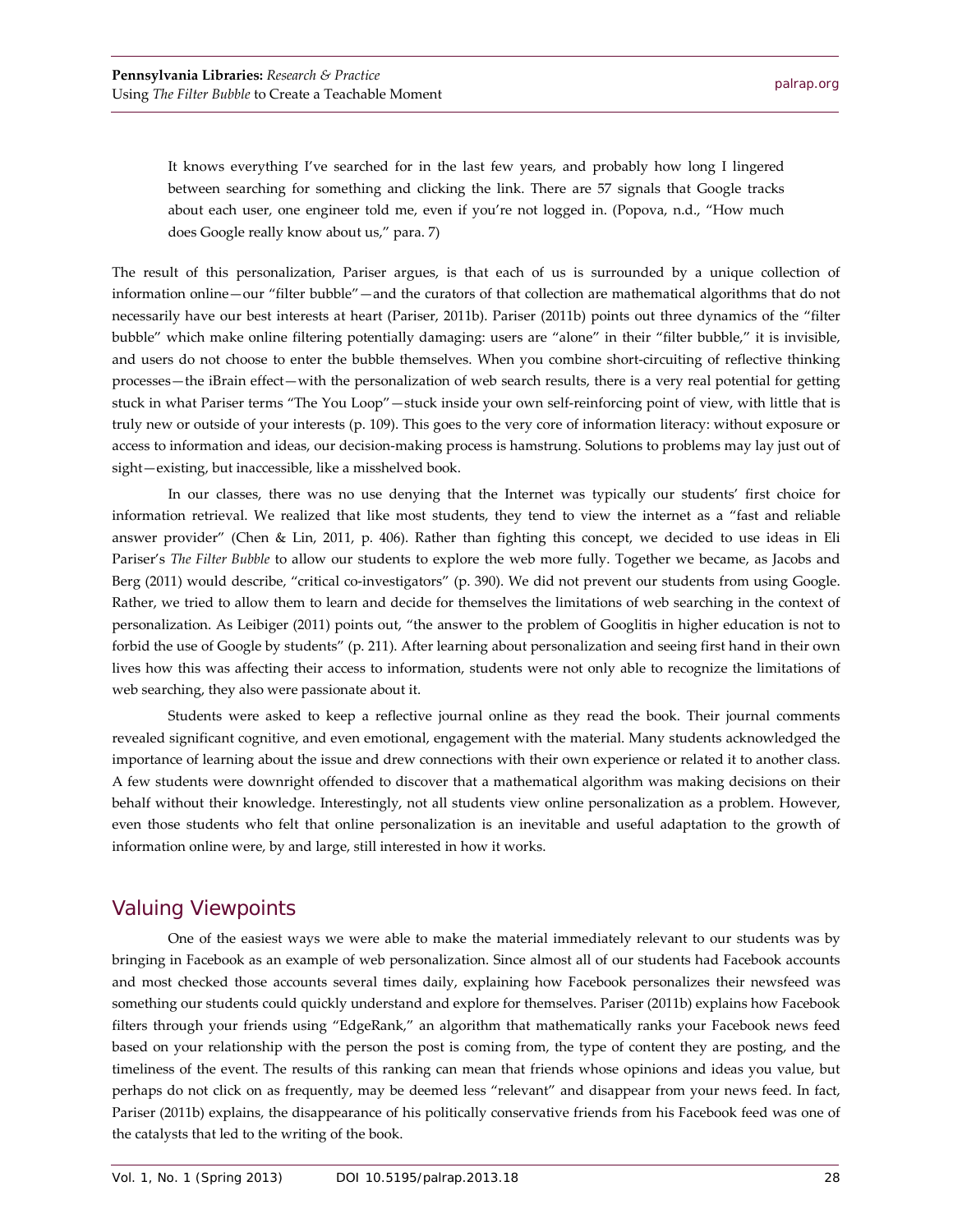> It knows everything I've searched for in the last few years, and probably how long I lingered between searching for something and clicking the link. There are 57 signals that Google tracks about each user, one engineer told me, even if you're not logged in. (Popova, n.d., "How much does Google really know about us," para. 7)

The result of this personalization, Pariser argues, is that each of us is surrounded by a unique collection of information online—our "filter bubble"—and the curators of that collection are mathematical algorithms that do not necessarily have our best interests at heart (Pariser, 2011b). Pariser (2011b) points out three dynamics of the "filter bubble" which make online filtering potentially damaging: users are "alone" in their "filter bubble," it is invisible, and users do not choose to enter the bubble themselves. When you combine short-circuiting of reflective thinking processes—the iBrain effect—with the personalization of web search results, there is a very real potential for getting stuck in what Pariser terms "The You Loop"—stuck inside your own self-reinforcing point of view, with little that is truly new or outside of your interests (p. 109). This goes to the very core of information literacy: without exposure or access to information and ideas, our decision-making process is hamstrung. Solutions to problems may lay just out of sight—existing, but inaccessible, like a misshelved book.

In our classes, there was no use denying that the Internet was typically our students' first choice for information retrieval. We realized that like most students, they tend to view the internet as a "fast and reliable answer provider" (Chen & Lin, 2011, p. 406). Rather than fighting this concept, we decided to use ideas in Eli Pariser's *The Filter Bubble* to allow our students to explore the web more fully. Together we became, as Jacobs and Berg (2011) would describe, "critical co-investigators" (p. 390). We did not prevent our students from using Google. Rather, we tried to allow them to learn and decide for themselves the limitations of web searching in the context of personalization. As Leibiger (2011) points out, "the answer to the problem of Googlitis in higher education is not to forbid the use of Google by students" (p. 211). After learning about personalization and seeing first hand in their own lives how this was affecting their access to information, students were not only able to recognize the limitations of web searching, they also were passionate about it.

Students were asked to keep a reflective journal online as they read the book. Their journal comments revealed significant cognitive, and even emotional, engagement with the material. Many students acknowledged the importance of learning about the issue and drew connections with their own experience or related it to another class. A few students were downright offended to discover that a mathematical algorithm was making decisions on their behalf without their knowledge. Interestingly, not all students view online personalization as a problem. However, even those students who felt that online personalization is an inevitable and useful adaptation to the growth of information online were, by and large, still interested in how it works.

## Valuing Viewpoints

One of the easiest ways we were able to make the material immediately relevant to our students was by bringing in Facebook as an example of web personalization. Since almost all of our students had Facebook accounts and most checked those accounts several times daily, explaining how Facebook personalizes their newsfeed was something our students could quickly understand and explore for themselves. Pariser (2011b) explains how Facebook filters through your friends using "EdgeRank," an algorithm that mathematically ranks your Facebook news feed based on your relationship with the person the post is coming from, the type of content they are posting, and the timeliness of the event. The results of this ranking can mean that friends whose opinions and ideas you value, but perhaps do not click on as frequently, may be deemed less "relevant" and disappear from your news feed. In fact, Pariser (2011b) explains, the disappearance of his politically conservative friends from his Facebook feed was one of the catalysts that led to the writing of the book.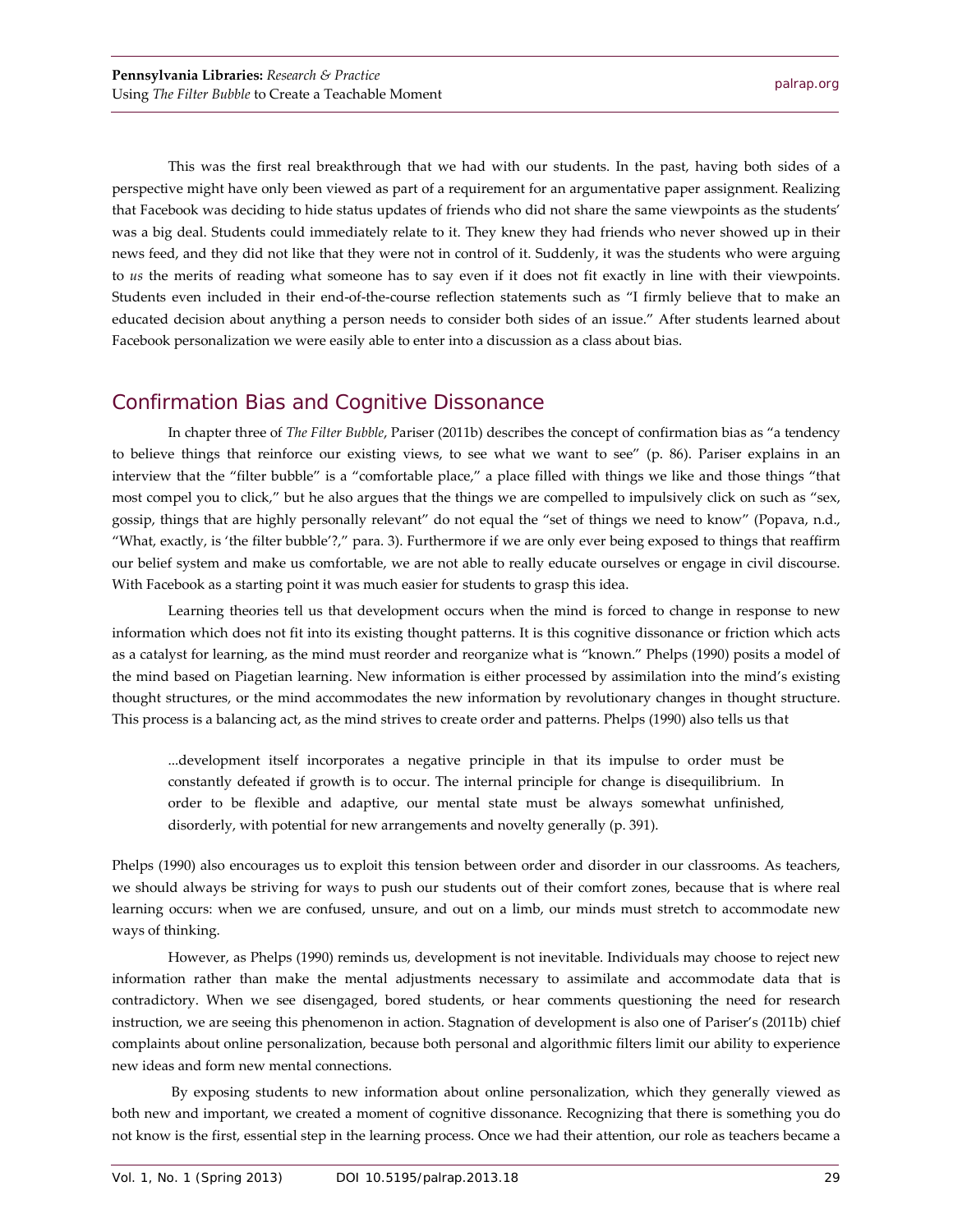This was the first real breakthrough that we had with our students. In the past, having both sides of a perspective might have only been viewed as part of a requirement for an argumentative paper assignment. Realizing that Facebook was deciding to hide status updates of friends who did not share the same viewpoints as the students' was a big deal. Students could immediately relate to it. They knew they had friends who never showed up in their news feed, and they did not like that they were not in control of it. Suddenly, it was the students who were arguing to *us* the merits of reading what someone has to say even if it does not fit exactly in line with their viewpoints. Students even included in their end-of-the-course reflection statements such as "I firmly believe that to make an educated decision about anything a person needs to consider both sides of an issue." After students learned about Facebook personalization we were easily able to enter into a discussion as a class about bias.

## Confirmation Bias and Cognitive Dissonance

In chapter three of *The Filter Bubble*, Pariser (2011b) describes the concept of confirmation bias as "a tendency to believe things that reinforce our existing views, to see what we want to see" (p. 86). Pariser explains in an interview that the "filter bubble" is a "comfortable place," a place filled with things we like and those things "that most compel you to click," but he also argues that the things we are compelled to impulsively click on such as "sex, gossip, things that are highly personally relevant" do not equal the "set of things we need to know" (Popava, n.d., "What, exactly, is 'the filter bubble'?," para. 3). Furthermore if we are only ever being exposed to things that reaffirm our belief system and make us comfortable, we are not able to really educate ourselves or engage in civil discourse. With Facebook as a starting point it was much easier for students to grasp this idea.

Learning theories tell us that development occurs when the mind is forced to change in response to new information which does not fit into its existing thought patterns. It is this cognitive dissonance or friction which acts as a catalyst for learning, as the mind must reorder and reorganize what is "known." Phelps (1990) posits a model of the mind based on Piagetian learning. New information is either processed by assimilation into the mind's existing thought structures, or the mind accommodates the new information by revolutionary changes in thought structure. This process is a balancing act, as the mind strives to create order and patterns. Phelps (1990) also tells us that

> ...development itself incorporates a negative principle in that its impulse to order must be constantly defeated if growth is to occur. The internal principle for change is disequilibrium. In order to be flexible and adaptive, our mental state must be always somewhat unfinished, disorderly, with potential for new arrangements and novelty generally (p. 391).

Phelps (1990) also encourages us to exploit this tension between order and disorder in our classrooms. As teachers, we should always be striving for ways to push our students out of their comfort zones, because that is where real learning occurs: when we are confused, unsure, and out on a limb, our minds must stretch to accommodate new ways of thinking.

However, as Phelps (1990) reminds us, development is not inevitable. Individuals may choose to reject new information rather than make the mental adjustments necessary to assimilate and accommodate data that is contradictory. When we see disengaged, bored students, or hear comments questioning the need for research instruction, we are seeing this phenomenon in action. Stagnation of development is also one of Pariser's (2011b) chief complaints about online personalization, because both personal and algorithmic filters limit our ability to experience new ideas and form new mental connections.

By exposing students to new information about online personalization, which they generally viewed as both new and important, we created a moment of cognitive dissonance. Recognizing that there is something you do not know is the first, essential step in the learning process. Once we had their attention, our role as teachers became a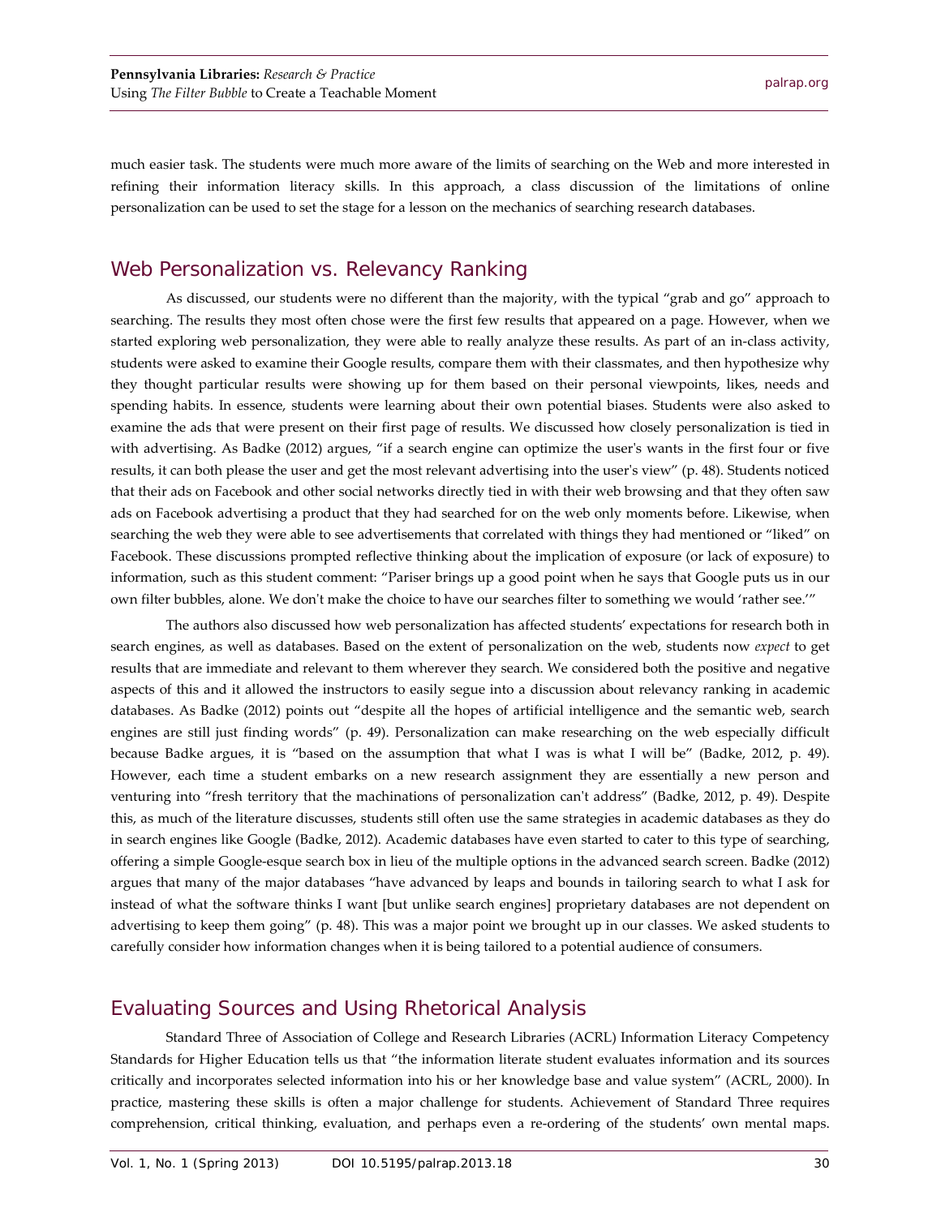much easier task. The students were much more aware of the limits of searching on the Web and more interested in refining their information literacy skills. In this approach, a class discussion of the limitations of online personalization can be used to set the stage for a lesson on the mechanics of searching research databases.

## Web Personalization vs. Relevancy Ranking

As discussed, our students were no different than the majority, with the typical "grab and go" approach to searching. The results they most often chose were the first few results that appeared on a page. However, when we started exploring web personalization, they were able to really analyze these results. As part of an in-class activity, students were asked to examine their Google results, compare them with their classmates, and then hypothesize why they thought particular results were showing up for them based on their personal viewpoints, likes, needs and spending habits. In essence, students were learning about their own potential biases. Students were also asked to examine the ads that were present on their first page of results. We discussed how closely personalization is tied in with advertising. As Badke (2012) argues, "if a search engine can optimize the user's wants in the first four or five results, it can both please the user and get the most relevant advertising into the user's view" (p. 48). Students noticed that their ads on Facebook and other social networks directly tied in with their web browsing and that they often saw ads on Facebook advertising a product that they had searched for on the web only moments before. Likewise, when searching the web they were able to see advertisements that correlated with things they had mentioned or "liked" on Facebook. These discussions prompted reflective thinking about the implication of exposure (or lack of exposure) to information, such as this student comment: "Pariser brings up a good point when he says that Google puts us in our own filter bubbles, alone. We don't make the choice to have our searches filter to something we would 'rather see.'"

The authors also discussed how web personalization has affected students' expectations for research both in search engines, as well as databases. Based on the extent of personalization on the web, students now *expect* to get results that are immediate and relevant to them wherever they search. We considered both the positive and negative aspects of this and it allowed the instructors to easily segue into a discussion about relevancy ranking in academic databases. As Badke (2012) points out "despite all the hopes of artificial intelligence and the semantic web, search engines are still just finding words" (p. 49). Personalization can make researching on the web especially difficult because Badke argues, it is "based on the assumption that what I was is what I will be" (Badke, 2012, p. 49). However, each time a student embarks on a new research assignment they are essentially a new person and venturing into "fresh territory that the machinations of personalization can't address" (Badke, 2012, p. 49). Despite this, as much of the literature discusses, students still often use the same strategies in academic databases as they do in search engines like Google (Badke, 2012). Academic databases have even started to cater to this type of searching, offering a simple Google-esque search box in lieu of the multiple options in the advanced search screen. Badke (2012) argues that many of the major databases "have advanced by leaps and bounds in tailoring search to what I ask for instead of what the software thinks I want [but unlike search engines] proprietary databases are not dependent on advertising to keep them going" (p. 48). This was a major point we brought up in our classes. We asked students to carefully consider how information changes when it is being tailored to a potential audience of consumers.

## Evaluating Sources and Using Rhetorical Analysis

Standard Three of Association of College and Research Libraries (ACRL) Information Literacy Competency Standards for Higher Education tells us that "the information literate student evaluates information and its sources critically and incorporates selected information into his or her knowledge base and value system" (ACRL, 2000). In practice, mastering these skills is often a major challenge for students. Achievement of Standard Three requires comprehension, critical thinking, evaluation, and perhaps even a re-ordering of the students' own mental maps.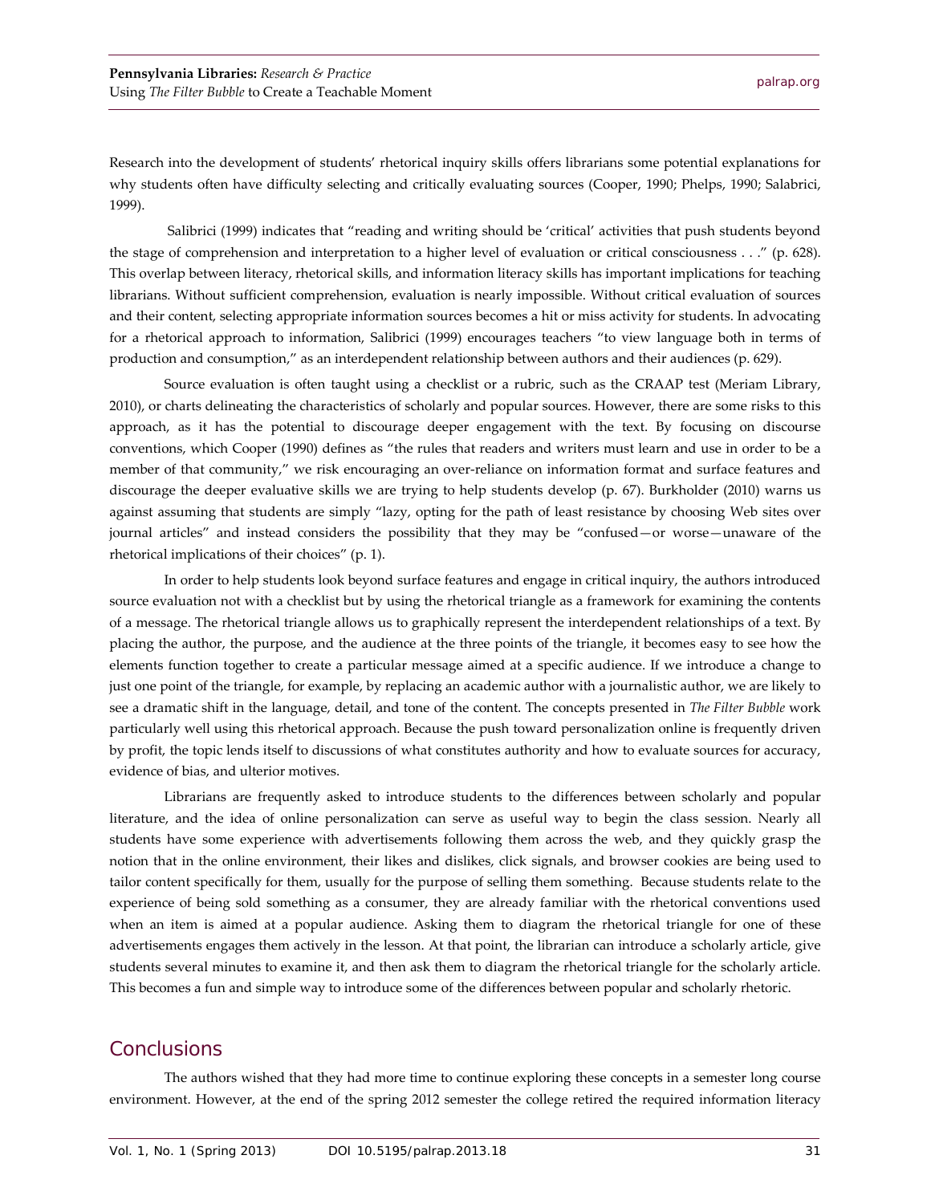Research into the development of students' rhetorical inquiry skills offers librarians some potential explanations for why students often have difficulty selecting and critically evaluating sources (Cooper, 1990; Phelps, 1990; Salabrici, 1999).

Salibrici (1999) indicates that "reading and writing should be 'critical' activities that push students beyond the stage of comprehension and interpretation to a higher level of evaluation or critical consciousness . . ." (p. 628). This overlap between literacy, rhetorical skills, and information literacy skills has important implications for teaching librarians. Without sufficient comprehension, evaluation is nearly impossible. Without critical evaluation of sources and their content, selecting appropriate information sources becomes a hit or miss activity for students. In advocating for a rhetorical approach to information, Salibrici (1999) encourages teachers "to view language both in terms of production and consumption," as an interdependent relationship between authors and their audiences (p. 629).

Source evaluation is often taught using a checklist or a rubric, such as the CRAAP test (Meriam Library, 2010), or charts delineating the characteristics of scholarly and popular sources. However, there are some risks to this approach, as it has the potential to discourage deeper engagement with the text. By focusing on discourse conventions, which Cooper (1990) defines as "the rules that readers and writers must learn and use in order to be a member of that community," we risk encouraging an over-reliance on information format and surface features and discourage the deeper evaluative skills we are trying to help students develop (p. 67). Burkholder (2010) warns us against assuming that students are simply "lazy, opting for the path of least resistance by choosing Web sites over journal articles" and instead considers the possibility that they may be "confused—or worse—unaware of the rhetorical implications of their choices" (p. 1).

In order to help students look beyond surface features and engage in critical inquiry, the authors introduced source evaluation not with a checklist but by using the rhetorical triangle as a framework for examining the contents of a message. The rhetorical triangle allows us to graphically represent the interdependent relationships of a text. By placing the author, the purpose, and the audience at the three points of the triangle, it becomes easy to see how the elements function together to create a particular message aimed at a specific audience. If we introduce a change to just one point of the triangle, for example, by replacing an academic author with a journalistic author, we are likely to see a dramatic shift in the language, detail, and tone of the content. The concepts presented in *The Filter Bubble* work particularly well using this rhetorical approach. Because the push toward personalization online is frequently driven by profit, the topic lends itself to discussions of what constitutes authority and how to evaluate sources for accuracy, evidence of bias, and ulterior motives.

Librarians are frequently asked to introduce students to the differences between scholarly and popular literature, and the idea of online personalization can serve as useful way to begin the class session. Nearly all students have some experience with advertisements following them across the web, and they quickly grasp the notion that in the online environment, their likes and dislikes, click signals, and browser cookies are being used to tailor content specifically for them, usually for the purpose of selling them something. Because students relate to the experience of being sold something as a consumer, they are already familiar with the rhetorical conventions used when an item is aimed at a popular audience. Asking them to diagram the rhetorical triangle for one of these advertisements engages them actively in the lesson. At that point, the librarian can introduce a scholarly article, give students several minutes to examine it, and then ask them to diagram the rhetorical triangle for the scholarly article. This becomes a fun and simple way to introduce some of the differences between popular and scholarly rhetoric.

## Conclusions

The authors wished that they had more time to continue exploring these concepts in a semester long course environment. However, at the end of the spring 2012 semester the college retired the required information literacy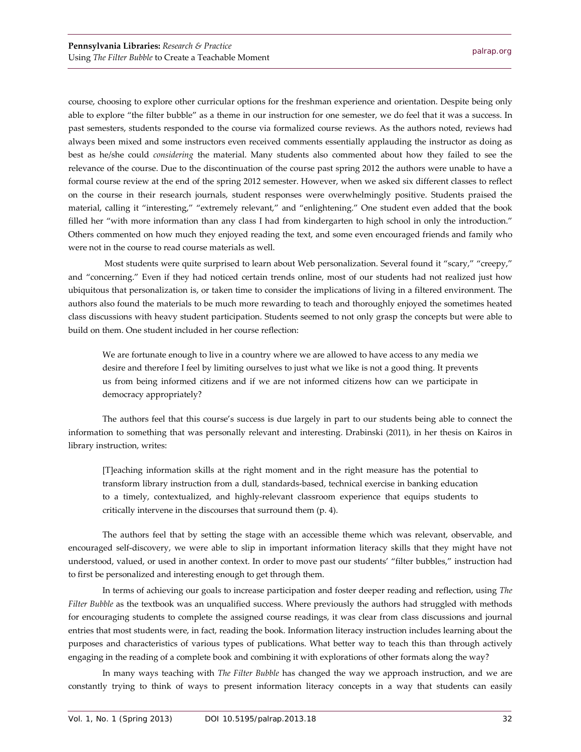course, choosing to explore other curricular options for the freshman experience and orientation. Despite being only able to explore "the filter bubble" as a theme in our instruction for one semester, we do feel that it was a success. In past semesters, students responded to the course via formalized course reviews. As the authors noted, reviews had always been mixed and some instructors even received comments essentially applauding the instructor as doing as best as he/she could *considering* the material. Many students also commented about how they failed to see the relevance of the course. Due to the discontinuation of the course past spring 2012 the authors were unable to have a formal course review at the end of the spring 2012 semester. However, when we asked six different classes to reflect on the course in their research journals, student responses were overwhelmingly positive. Students praised the material, calling it "interesting," "extremely relevant," and "enlightening." One student even added that the book filled her "with more information than any class I had from kindergarten to high school in only the introduction." Others commented on how much they enjoyed reading the text, and some even encouraged friends and family who were not in the course to read course materials as well.

Most students were quite surprised to learn about Web personalization. Several found it "scary," "creepy," and "concerning." Even if they had noticed certain trends online, most of our students had not realized just how ubiquitous that personalization is, or taken time to consider the implications of living in a filtered environment. The authors also found the materials to be much more rewarding to teach and thoroughly enjoyed the sometimes heated class discussions with heavy student participation. Students seemed to not only grasp the concepts but were able to build on them. One student included in her course reflection:

> We are fortunate enough to live in a country where we are allowed to have access to any media we desire and therefore I feel by limiting ourselves to just what we like is not a good thing. It prevents us from being informed citizens and if we are not informed citizens how can we participate in democracy appropriately?

The authors feel that this course's success is due largely in part to our students being able to connect the information to something that was personally relevant and interesting. Drabinski (2011), in her thesis on Kairos in library instruction, writes:

> [T]eaching information skills at the right moment and in the right measure has the potential to transform library instruction from a dull, standards-based, technical exercise in banking education to a timely, contextualized, and highly-relevant classroom experience that equips students to critically intervene in the discourses that surround them (p. 4).

The authors feel that by setting the stage with an accessible theme which was relevant, observable, and encouraged self-discovery, we were able to slip in important information literacy skills that they might have not understood, valued, or used in another context. In order to move past our students' "filter bubbles," instruction had to first be personalized and interesting enough to get through them.

In terms of achieving our goals to increase participation and foster deeper reading and reflection, using *The Filter Bubble* as the textbook was an unqualified success. Where previously the authors had struggled with methods for encouraging students to complete the assigned course readings, it was clear from class discussions and journal entries that most students were, in fact, reading the book. Information literacy instruction includes learning about the purposes and characteristics of various types of publications. What better way to teach this than through actively engaging in the reading of a complete book and combining it with explorations of other formats along the way?

In many ways teaching with *The Filter Bubble* has changed the way we approach instruction, and we are constantly trying to think of ways to present information literacy concepts in a way that students can easily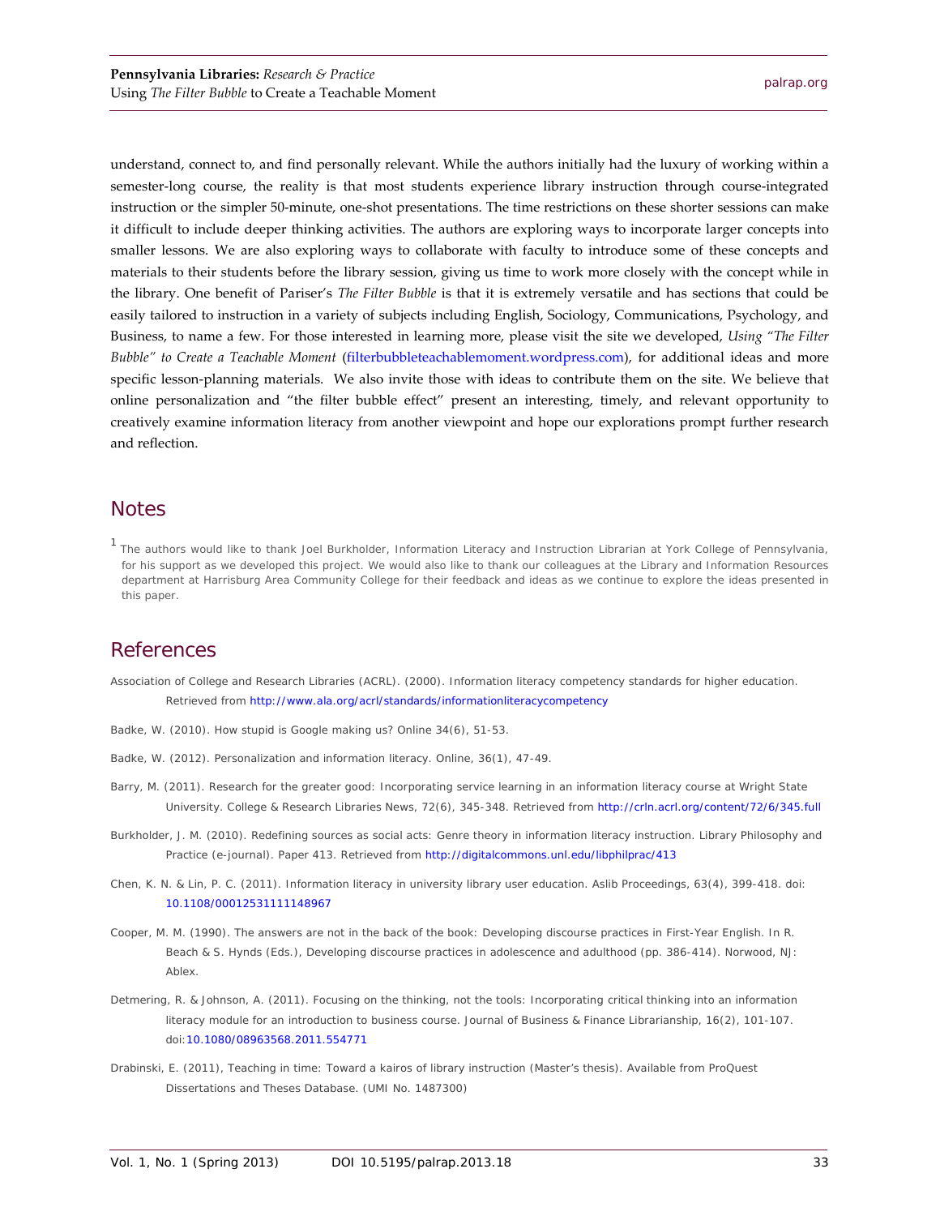understand, connect to, and find personally relevant. While the authors initially had the luxury of working within a semester-long course, the reality is that most students experience library instruction through course-integrated instruction or the simpler 50-minute, one-shot presentations. The time restrictions on these shorter sessions can make it difficult to include deeper thinking activities. The authors are exploring ways to incorporate larger concepts into smaller lessons. We are also exploring ways to collaborate with faculty to introduce some of these concepts and materials to their students before the library session, giving us time to work more closely with the concept while in the library. One benefit of Pariser's *The Filter Bubble* is that it is extremely versatile and has sections that could be easily tailored to instruction in a variety of subjects including English, Sociology, Communications, Psychology, and Business, to name a few. For those interested in learning more, please visit the site we developed, *Using "The Filter Bubble" to Create a Teachable Moment* (filterbubbleteachablemoment.wordpress.com), for additional ideas and more specific lesson-planning materials. We also invite those with ideas to contribute them on the site. We believe that online personalization and "the filter bubble effect" present an interesting, timely, and relevant opportunity to creatively examine information literacy from another viewpoint and hope our explorations prompt further research and reflection.

## Notes

[1] The authors would like to thank Joel Burkholder, Information Literacy and Instruction Librarian at York College of Pennsylvania, for his support as we developed this project. We would also like to thank our colleagues at the Library and Information Resources department at Harrisburg Area Community College for their feedback and ideas as we continue to explore the ideas presented in this paper.

## References

Association of College and Research Libraries (ACRL). (2000). Information literacy competency standards for higher education. Retrieved from http://www.ala.org/acrl/standards/informationliteracycompetency

Badke, W. (2010). How stupid is Google making us? Online 34(6), 51-53.

Badke, W. (2012). Personalization and information literacy. Online, 36(1), 47-49.

Barry, M. (2011). Research for the greater good: Incorporating service learning in an information literacy course at Wright State University. College & Research Libraries News, 72(6), 345-348. Retrieved from http://crln.acrl.org/content/72/6/345.full

Burkholder, J. M. (2010). Redefining sources as social acts: Genre theory in information literacy instruction. Library Philosophy and Practice (e-journal). Paper 413. Retrieved from http://digitalcommons.unl.edu/libphilprac/413

Chen, K. N. & Lin, P. C. (2011). Information literacy in university library user education. Aslib Proceedings, 63(4), 399-418. doi: 10.1108/00012531111148967

Cooper, M. M. (1990). The answers are not in the back of the book: Developing discourse practices in First-Year English. In R. Beach & S. Hynds (Eds.), Developing discourse practices in adolescence and adulthood (pp. 386-414). Norwood, NJ: Ablex.

Detmering, R. & Johnson, A. (2011). Focusing on the thinking, not the tools: Incorporating critical thinking into an information literacy module for an introduction to business course. Journal of Business & Finance Librarianship, 16(2), 101-107. doi:10.1080/08963568.2011.554771

Drabinski, E. (2011), Teaching in time: Toward a kairos of library instruction (Master's thesis). Available from ProQuest Dissertations and Theses Database. (UMI No. 1487300)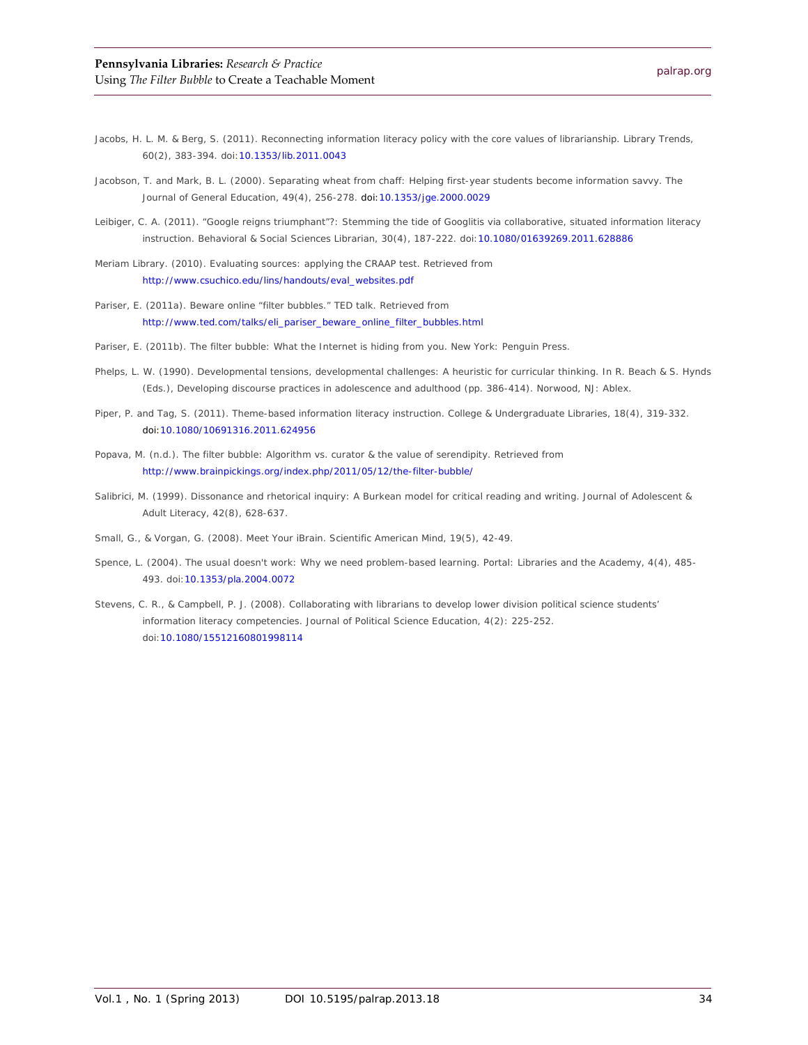Jacobs, H. L. M. & Berg, S. (2011). Reconnecting information literacy policy with the core values of librarianship. Library Trends, 60(2), 383-394. doi:10.1353/lib.2011.0043

Jacobson, T. and Mark, B. L. (2000). Separating wheat from chaff: Helping first-year students become information savvy. The Journal of General Education, 49(4), 256-278. doi:10.1353/jge.2000.0029

Leibiger, C. A. (2011). "Google reigns triumphant"?: Stemming the tide of Googlitis via collaborative, situated information literacy instruction. Behavioral & Social Sciences Librarian, 30(4), 187-222. doi:10.1080/01639269.2011.628886

Meriam Library. (2010). Evaluating sources: applying the CRAAP test. Retrieved from http://www.csuchico.edu/lins/handouts/eval_websites.pdf

Pariser, E. (2011a). Beware online "filter bubbles." TED talk. Retrieved from http://www.ted.com/talks/eli_pariser_beware_online_filter_bubbles.html

Pariser, E. (2011b). The filter bubble: What the Internet is hiding from you. New York: Penguin Press.

Phelps, L. W. (1990). Developmental tensions, developmental challenges: A heuristic for curricular thinking. In R. Beach & S. Hynds (Eds.), Developing discourse practices in adolescence and adulthood (pp. 386-414). Norwood, NJ: Ablex.

Piper, P. and Tag, S. (2011). Theme-based information literacy instruction. College & Undergraduate Libraries, 18(4), 319-332. doi:10.1080/10691316.2011.624956

Popava, M. (n.d.). The filter bubble: Algorithm vs. curator & the value of serendipity. Retrieved from http://www.brainpickings.org/index.php/2011/05/12/the-filter-bubble/

Salibrici, M. (1999). Dissonance and rhetorical inquiry: A Burkean model for critical reading and writing. Journal of Adolescent & Adult Literacy, 42(8), 628-637.

Small, G., & Vorgan, G. (2008). Meet Your iBrain. Scientific American Mind, 19(5), 42-49.

Spence, L. (2004). The usual doesn't work: Why we need problem-based learning. Portal: Libraries and the Academy, 4(4), 485-493. doi:10.1353/pla.2004.0072

Stevens, C. R., & Campbell, P. J. (2008). Collaborating with librarians to develop lower division political science students' information literacy competencies. Journal of Political Science Education, 4(2): 225-252. doi:10.1080/15512160801998114